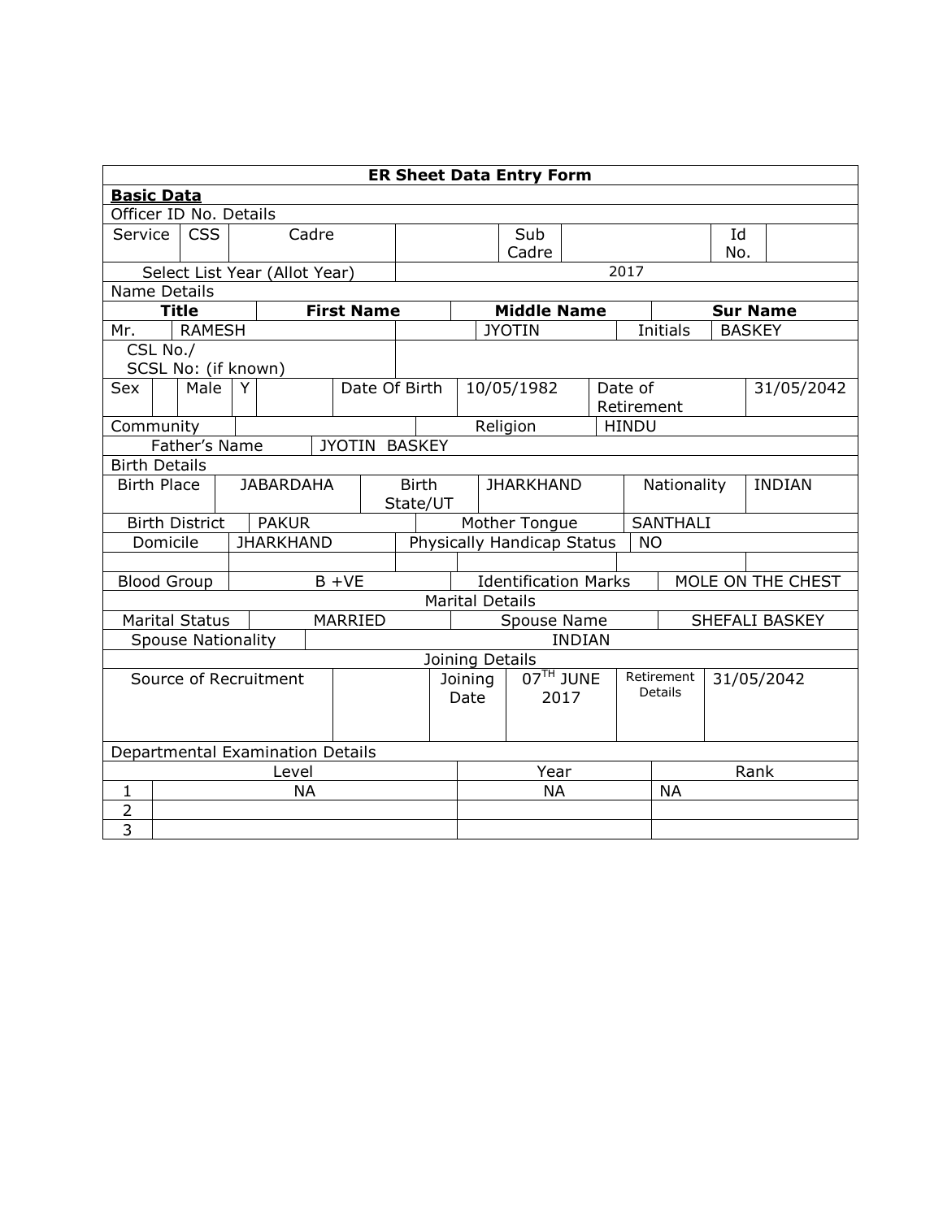**ER Sheet Data Entry Form**

**Basic Data**

Officer ID No. Details

| Service | CSS | Cadre | | Sub Cadre | | Id No. | |
|---|---|---|---|---|---|---|---|

| Select List Year (Allot Year) | 2017 |
|---|---|

Name Details

| Title | First Name | Middle Name | Sur Name |
|---|---|---|---|
| Mr. | RAMESH | JYOTIN | Initials BASKEY |

| CSL No./ SCSL No: (if known) | |
|---|---|

| Sex | | Male | Y | | Date Of Birth | 10/05/1982 | Date of Retirement | 31/05/2042 |
|---|---|---|---|---|---|---|---|---|

| Community | | Religion | HINDU |
|---|---|---|---|

| Father's Name | JYOTIN BASKEY |
|---|---|

Birth Details

| Birth Place | JABARDAHA | Birth State/UT | JHARKHAND | Nationality | INDIAN |
|---|---|---|---|---|---|
| Birth District | PAKUR | Mother Tongue | SANTHALI | | |
| Domicile | JHARKHAND | Physically Handicap Status | NO | | |

| Blood Group | B +VE | Identification Marks | MOLE ON THE CHEST |
|---|---|---|---|

Marital Details

| Marital Status | MARRIED | Spouse Name | SHEFALI BASKEY |
|---|---|---|---|
| Spouse Nationality | INDIAN | | |

Joining Details

| Source of Recruitment | | Joining Date | 07[TH] JUNE 2017 | Retirement Details | 31/05/2042 |
|---|---|---|---|---|---|

Departmental Examination Details

| | Level | Year | Rank |
|---|---|---|---|
| 1 | NA | NA | NA |
| 2 | | | |
| 3 | | | |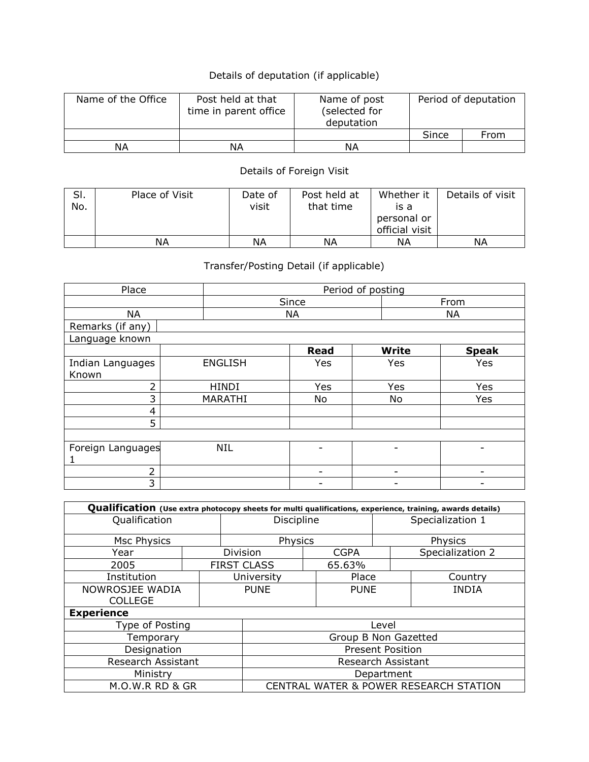Details of deputation (if applicable)

| Name of the Office | Post held at that time in parent office | Name of post (selected for deputation | Period of deputation | |
|---|---|---|---|---|
| | | | Since | From |
| NA | NA | NA | | |

Details of Foreign Visit

| Sl. No. | Place of Visit | Date of visit | Post held at that time | Whether it is a personal or official visit | Details of visit |
|---|---|---|---|---|---|
| | NA | NA | NA | NA | NA |

Transfer/Posting Detail (if applicable)

| Place | Period of posting | |
|---|---|---|
| | Since | From |
| NA | NA | NA |

Remarks (if any)

Language known

| | | Read | Write | Speak |
|---|---|---|---|---|
| Indian Languages Known | ENGLISH | Yes | Yes | Yes |
| 2 | HINDI | Yes | Yes | Yes |
| 3 | MARATHI | No | No | Yes |
| 4 | | | | |
| 5 | | | | |
| | | | | |
| Foreign Languages 1 | NIL | - | - | - |
| 2 | | - | - | - |
| 3 | | - | - | - |

**Qualification** **(Use extra photocopy sheets for multi qualifications, experience, training, awards details)**

| Qualification | Discipline | Specialization 1 |
|---|---|---|
| Msc Physics | Physics | Physics |

| Year | Division | CGPA | Specialization 2 |
|---|---|---|---|
| 2005 | FIRST CLASS | 65.63% | |

| Institution | University | Place | Country |
|---|---|---|---|
| NOWROSJEE WADIA COLLEGE | PUNE | PUNE | INDIA |

**Experience**

| Type of Posting | Level |
|---|---|
| Temporary | Group B Non Gazetted |
| Designation | Present Position |
| Research Assistant | Research Assistant |
| Ministry | Department |
| M.O.W.R RD & GR | CENTRAL WATER & POWER RESEARCH STATION |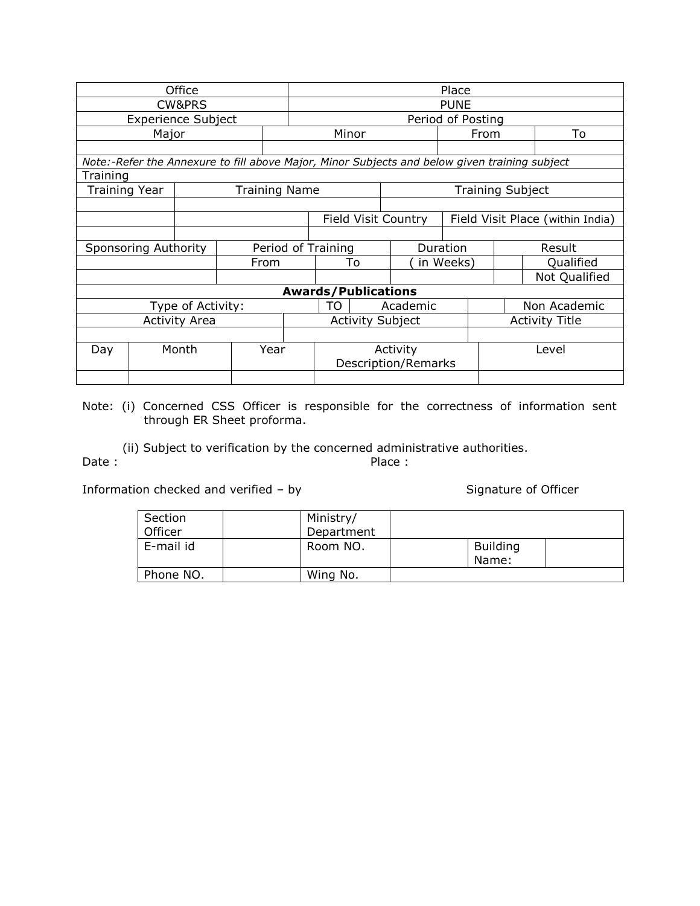| | | | |
|---|---|---|---|
| Office | | Place | |
| CW&PRS | | PUNE | |
| Experience Subject | | Period of Posting | |
| Major | Minor | From | To |
| | | | |

*Note:-Refer the Annexure to fill above Major, Minor Subjects and below given training subject*

Training

| | | | |
|---|---|---|---|
| Training Year | Training Name | | Training Subject |
| | | | |
| | | Field Visit Country | Field Visit Place (within India) |
| | | | |

| | | | | | |
|---|---|---|---|---|---|
| Sponsoring Authority | Period of Training | | Duration | Result | |
| | From | To | ( in Weeks) | | Qualified |
| | | | | | Not Qualified |

**Awards/Publications**

| | | | | |
|---|---|---|---|---|
| Type of Activity: | TO | Academic | | Non Academic |

| | | |
|---|---|---|
| Activity Area | Activity Subject | Activity Title |
| | | |

| Day | Month | Year | Activity Description/Remarks | Level |
|---|---|---|---|---|
| | | | | |

Note: (i) Concerned CSS Officer is responsible for the correctness of information sent through ER Sheet proforma.

(ii) Subject to verification by the concerned administrative authorities.

Date : Place :

Information checked and verified – by Signature of Officer

| | | | | | |
|---|---|---|---|---|---|
| Section Officer | | Ministry/ Department | | | |
| E-mail id | | Room NO. | | Building Name: | |
| Phone NO. | | Wing No. | | | |